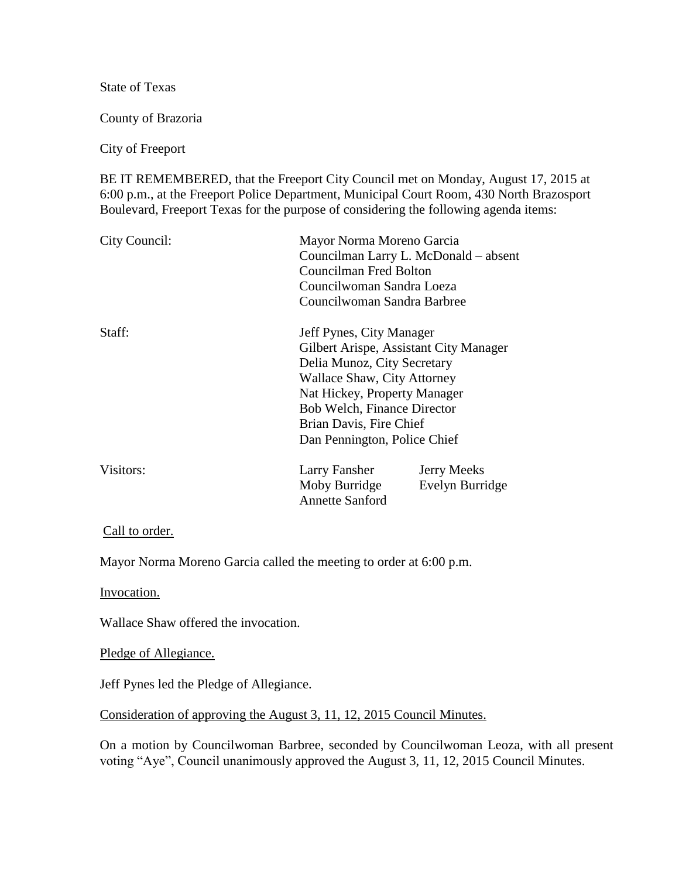State of Texas

County of Brazoria

City of Freeport

BE IT REMEMBERED, that the Freeport City Council met on Monday, August 17, 2015 at 6:00 p.m., at the Freeport Police Department, Municipal Court Room, 430 North Brazosport Boulevard, Freeport Texas for the purpose of considering the following agenda items:

City Council:

Mayor Norma Moreno Garcia
Councilman Larry L. McDonald – absent
Councilman Fred Bolton
Councilwoman Sandra Loeza
Councilwoman Sandra Barbree

Staff:

Jeff Pynes, City Manager
Gilbert Arispe, Assistant City Manager
Delia Munoz, City Secretary
Wallace Shaw, City Attorney
Nat Hickey, Property Manager
Bob Welch, Finance Director
Brian Davis, Fire Chief
Dan Pennington, Police Chief

Visitors:

| | |
|---|---|
| Larry Fansher | Jerry Meeks |
| Moby Burridge | Evelyn Burridge |
| Annette Sanford | |

Call to order.

Mayor Norma Moreno Garcia called the meeting to order at 6:00 p.m.

Invocation.

Wallace Shaw offered the invocation.

Pledge of Allegiance.

Jeff Pynes led the Pledge of Allegiance.

Consideration of approving the August 3, 11, 12, 2015 Council Minutes.

On a motion by Councilwoman Barbree, seconded by Councilwoman Leoza, with all present voting "Aye", Council unanimously approved the August 3, 11, 12, 2015 Council Minutes.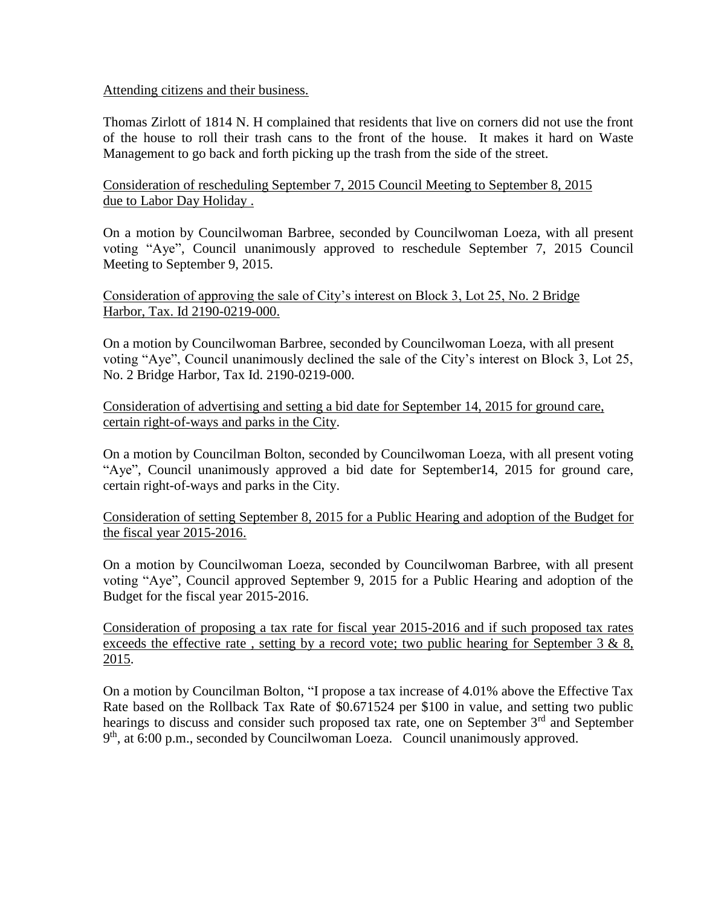Attending citizens and their business.

Thomas Zirlott of 1814 N. H complained that residents that live on corners did not use the front of the house to roll their trash cans to the front of the house. It makes it hard on Waste Management to go back and forth picking up the trash from the side of the street.

Consideration of rescheduling September 7, 2015 Council Meeting to September 8, 2015 due to Labor Day Holiday .

On a motion by Councilwoman Barbree, seconded by Councilwoman Loeza, with all present voting "Aye", Council unanimously approved to reschedule September 7, 2015 Council Meeting to September 9, 2015.

Consideration of approving the sale of City's interest on Block 3, Lot 25, No. 2 Bridge Harbor, Tax. Id 2190-0219-000.

On a motion by Councilwoman Barbree, seconded by Councilwoman Loeza, with all present voting "Aye", Council unanimously declined the sale of the City's interest on Block 3, Lot 25, No. 2 Bridge Harbor, Tax Id. 2190-0219-000.

Consideration of advertising and setting a bid date for September 14, 2015 for ground care, certain right-of-ways and parks in the City.

On a motion by Councilman Bolton, seconded by Councilwoman Loeza, with all present voting "Aye", Council unanimously approved a bid date for September14, 2015 for ground care, certain right-of-ways and parks in the City.

Consideration of setting September 8, 2015 for a Public Hearing and adoption of the Budget for the fiscal year 2015-2016.

On a motion by Councilwoman Loeza, seconded by Councilwoman Barbree, with all present voting "Aye", Council approved September 9, 2015 for a Public Hearing and adoption of the Budget for the fiscal year 2015-2016.

Consideration of proposing a tax rate for fiscal year 2015-2016 and if such proposed tax rates exceeds the effective rate , setting by a record vote; two public hearing for September 3 & 8, 2015.

On a motion by Councilman Bolton, "I propose a tax increase of 4.01% above the Effective Tax Rate based on the Rollback Tax Rate of $0.671524 per $100 in value, and setting two public hearings to discuss and consider such proposed tax rate, one on September 3rd and September 9th, at 6:00 p.m., seconded by Councilwoman Loeza. Council unanimously approved.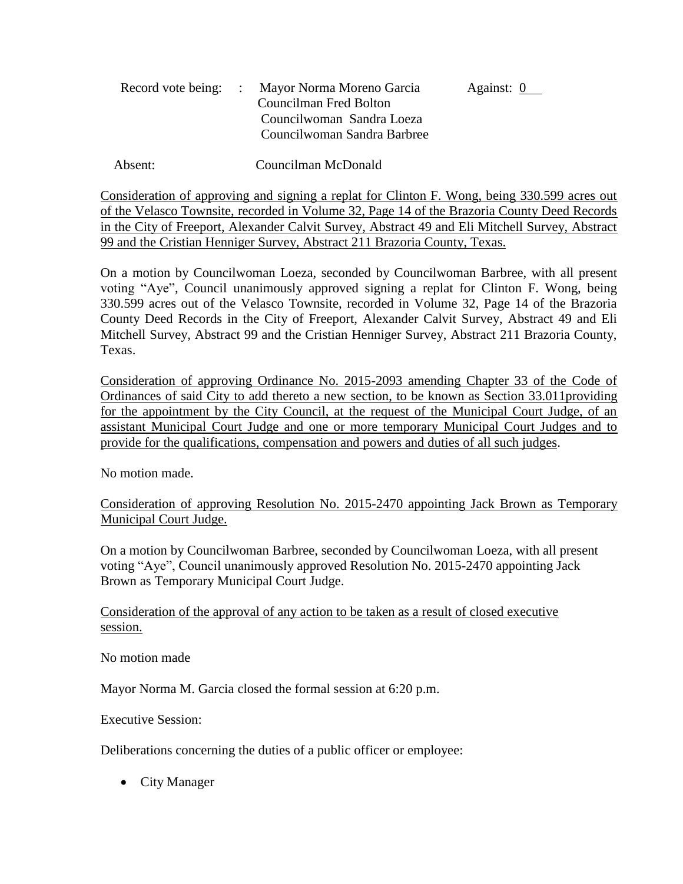Record vote being: : Mayor Norma Moreno Garcia    Against: 0
Councilman Fred Bolton
Councilwoman Sandra Loeza
Councilwoman Sandra Barbree

Absent: Councilman McDonald

Consideration of approving and signing a replat for Clinton F. Wong, being 330.599 acres out of the Velasco Townsite, recorded in Volume 32, Page 14 of the Brazoria County Deed Records in the City of Freeport, Alexander Calvit Survey, Abstract 49 and Eli Mitchell Survey, Abstract 99 and the Cristian Henniger Survey, Abstract 211 Brazoria County, Texas.

On a motion by Councilwoman Loeza, seconded by Councilwoman Barbree, with all present voting "Aye", Council unanimously approved signing a replat for Clinton F. Wong, being 330.599 acres out of the Velasco Townsite, recorded in Volume 32, Page 14 of the Brazoria County Deed Records in the City of Freeport, Alexander Calvit Survey, Abstract 49 and Eli Mitchell Survey, Abstract 99 and the Cristian Henniger Survey, Abstract 211 Brazoria County, Texas.

Consideration of approving Ordinance No. 2015-2093 amending Chapter 33 of the Code of Ordinances of said City to add thereto a new section, to be known as Section 33.011providing for the appointment by the City Council, at the request of the Municipal Court Judge, of an assistant Municipal Court Judge and one or more temporary Municipal Court Judges and to provide for the qualifications, compensation and powers and duties of all such judges.

No motion made.

Consideration of approving Resolution No. 2015-2470 appointing Jack Brown as Temporary Municipal Court Judge.

On a motion by Councilwoman Barbree, seconded by Councilwoman Loeza, with all present voting "Aye", Council unanimously approved Resolution No. 2015-2470 appointing Jack Brown as Temporary Municipal Court Judge.

Consideration of the approval of any action to be taken as a result of closed executive session.

No motion made

Mayor Norma M. Garcia closed the formal session at 6:20 p.m.

Executive Session:

Deliberations concerning the duties of a public officer or employee:

- City Manager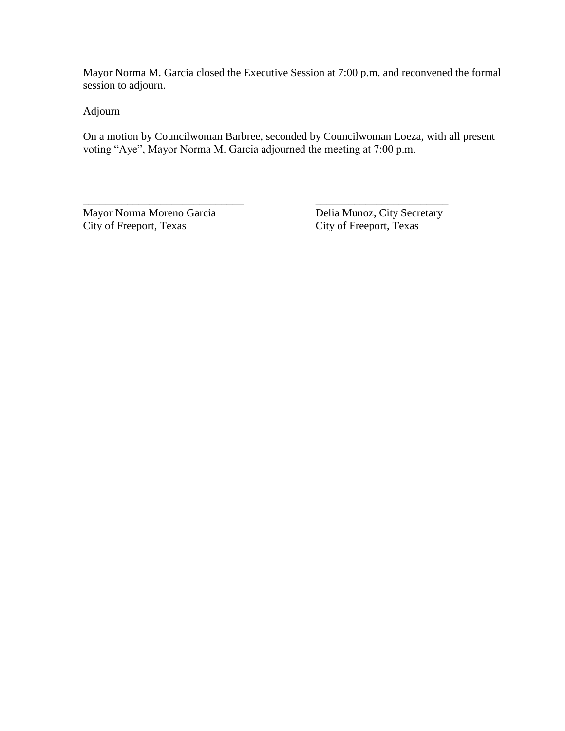Mayor Norma M. Garcia closed the Executive Session at 7:00 p.m. and reconvened the formal session to adjourn.

Adjourn

On a motion by Councilwoman Barbree, seconded by Councilwoman Loeza, with all present voting "Aye", Mayor Norma M. Garcia adjourned the meeting at 7:00 p.m.

| | |
|---|---|
| _____________________________ | ________________________ |
| Mayor Norma Moreno Garcia | Delia Munoz, City Secretary |
| City of Freeport, Texas | City of Freeport, Texas |